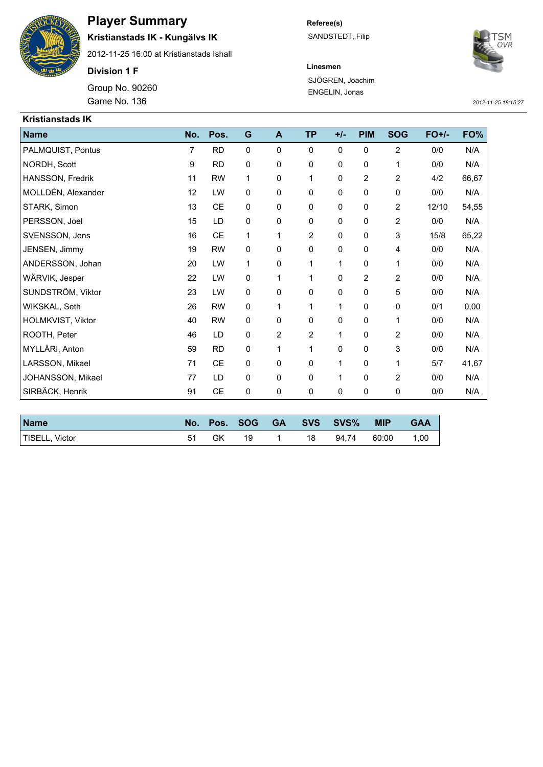# Player Summary

**Kristianstads IK - Kungälvs IK**

2012-11-25 16:00 at Kristianstads Ishall

**Division 1 F**

Group No. 90260

Game No. 136

**Referee(s)**

SANDSTEDT, Filip

**Linesmen**

SJÖGREN, Joachim

ENGELIN, Jonas

*2012-11-25 18:15:27*

## Kristianstads IK

| Name | No. | Pos. | G | A | TP | +/- | PIM | SOG | FO+/- | FO% |
|---|---|---|---|---|---|---|---|---|---|---|
| PALMQUIST, Pontus | 7 | RD | 0 | 0 | 0 | 0 | 0 | 2 | 0/0 | N/A |
| NORDH, Scott | 9 | RD | 0 | 0 | 0 | 0 | 0 | 1 | 0/0 | N/A |
| HANSSON, Fredrik | 11 | RW | 1 | 0 | 1 | 0 | 2 | 2 | 4/2 | 66,67 |
| MOLLDÉN, Alexander | 12 | LW | 0 | 0 | 0 | 0 | 0 | 0 | 0/0 | N/A |
| STARK, Simon | 13 | CE | 0 | 0 | 0 | 0 | 0 | 2 | 12/10 | 54,55 |
| PERSSON, Joel | 15 | LD | 0 | 0 | 0 | 0 | 0 | 2 | 0/0 | N/A |
| SVENSSON, Jens | 16 | CE | 1 | 1 | 2 | 0 | 0 | 3 | 15/8 | 65,22 |
| JENSEN, Jimmy | 19 | RW | 0 | 0 | 0 | 0 | 0 | 4 | 0/0 | N/A |
| ANDERSSON, Johan | 20 | LW | 1 | 0 | 1 | 1 | 0 | 1 | 0/0 | N/A |
| WÄRVIK, Jesper | 22 | LW | 0 | 1 | 1 | 0 | 2 | 2 | 0/0 | N/A |
| SUNDSTRÖM, Viktor | 23 | LW | 0 | 0 | 0 | 0 | 0 | 5 | 0/0 | N/A |
| WIKSKAL, Seth | 26 | RW | 0 | 1 | 1 | 1 | 0 | 0 | 0/1 | 0,00 |
| HOLMKVIST, Viktor | 40 | RW | 0 | 0 | 0 | 0 | 0 | 1 | 0/0 | N/A |
| ROOTH, Peter | 46 | LD | 0 | 2 | 2 | 1 | 0 | 2 | 0/0 | N/A |
| MYLLÄRI, Anton | 59 | RD | 0 | 1 | 1 | 0 | 0 | 3 | 0/0 | N/A |
| LARSSON, Mikael | 71 | CE | 0 | 0 | 0 | 1 | 0 | 1 | 5/7 | 41,67 |
| JOHANSSON, Mikael | 77 | LD | 0 | 0 | 0 | 1 | 0 | 2 | 0/0 | N/A |
| SIRBÄCK, Henrik | 91 | CE | 0 | 0 | 0 | 0 | 0 | 0 | 0/0 | N/A |

| Name | No. | Pos. | SOG | GA | SVS | SVS% | MIP | GAA |
|---|---|---|---|---|---|---|---|---|
| TISELL, Victor | 51 | GK | 19 | 1 | 18 | 94,74 | 60:00 | 1,00 |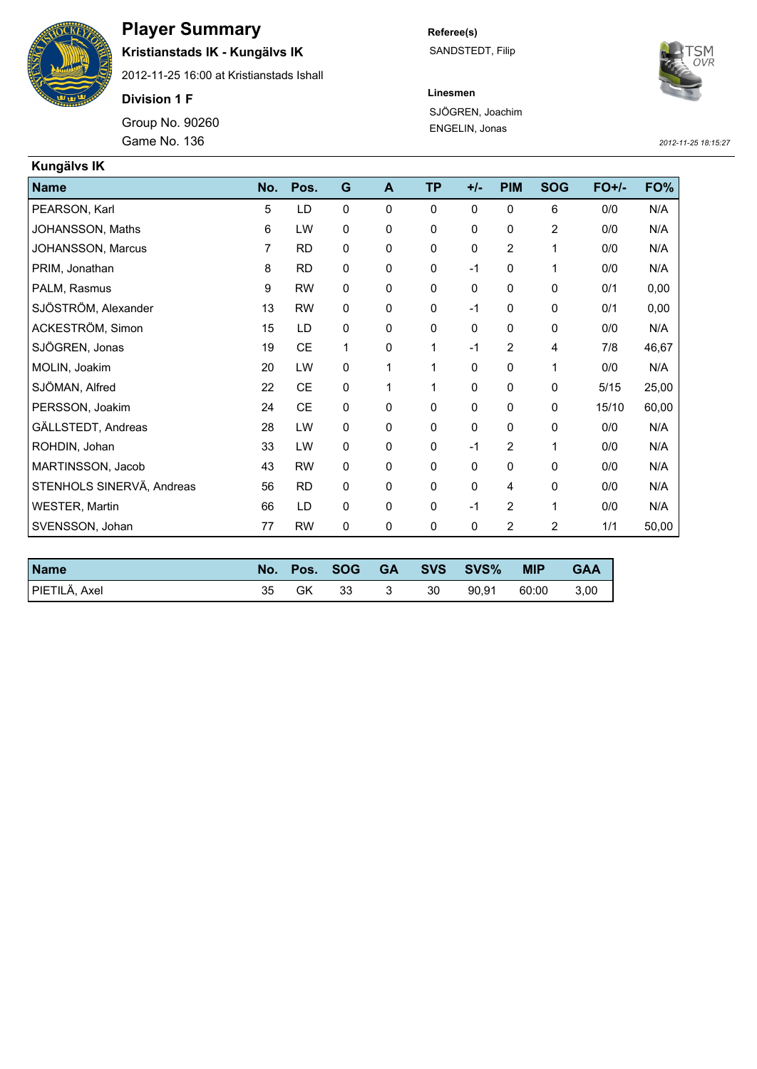# Player Summary

**Kristianstads IK - Kungälvs IK**

2012-11-25 16:00 at Kristianstads Ishall

**Division 1 F**

Group No. 90260

Game No. 136

**Referee(s)**

SANDSTEDT, Filip

**Linesmen**

SJÖGREN, Joachim

ENGELIN, Jonas

*2012-11-25 18:15:27*

## Kungälvs IK

| Name | No. | Pos. | G | A | TP | +/- | PIM | SOG | FO+/- | FO% |
|---|---|---|---|---|---|---|---|---|---|---|
| PEARSON, Karl | 5 | LD | 0 | 0 | 0 | 0 | 0 | 6 | 0/0 | N/A |
| JOHANSSON, Maths | 6 | LW | 0 | 0 | 0 | 0 | 0 | 2 | 0/0 | N/A |
| JOHANSSON, Marcus | 7 | RD | 0 | 0 | 0 | 0 | 2 | 1 | 0/0 | N/A |
| PRIM, Jonathan | 8 | RD | 0 | 0 | 0 | -1 | 0 | 1 | 0/0 | N/A |
| PALM, Rasmus | 9 | RW | 0 | 0 | 0 | 0 | 0 | 0 | 0/1 | 0,00 |
| SJÖSTRÖM, Alexander | 13 | RW | 0 | 0 | 0 | -1 | 0 | 0 | 0/1 | 0,00 |
| ACKESTRÖM, Simon | 15 | LD | 0 | 0 | 0 | 0 | 0 | 0 | 0/0 | N/A |
| SJÖGREN, Jonas | 19 | CE | 1 | 0 | 1 | -1 | 2 | 4 | 7/8 | 46,67 |
| MOLIN, Joakim | 20 | LW | 0 | 1 | 1 | 0 | 0 | 1 | 0/0 | N/A |
| SJÖMAN, Alfred | 22 | CE | 0 | 1 | 1 | 0 | 0 | 0 | 5/15 | 25,00 |
| PERSSON, Joakim | 24 | CE | 0 | 0 | 0 | 0 | 0 | 0 | 15/10 | 60,00 |
| GÄLLSTEDT, Andreas | 28 | LW | 0 | 0 | 0 | 0 | 0 | 0 | 0/0 | N/A |
| ROHDIN, Johan | 33 | LW | 0 | 0 | 0 | -1 | 2 | 1 | 0/0 | N/A |
| MARTINSSON, Jacob | 43 | RW | 0 | 0 | 0 | 0 | 0 | 0 | 0/0 | N/A |
| STENHOLS SINERVÄ, Andreas | 56 | RD | 0 | 0 | 0 | 0 | 4 | 0 | 0/0 | N/A |
| WESTER, Martin | 66 | LD | 0 | 0 | 0 | -1 | 2 | 1 | 0/0 | N/A |
| SVENSSON, Johan | 77 | RW | 0 | 0 | 0 | 0 | 2 | 2 | 1/1 | 50,00 |

| Name | No. | Pos. | SOG | GA | SVS | SVS% | MIP | GAA |
|---|---|---|---|---|---|---|---|---|
| PIETILÄ, Axel | 35 | GK | 33 | 3 | 30 | 90,91 | 60:00 | 3,00 |